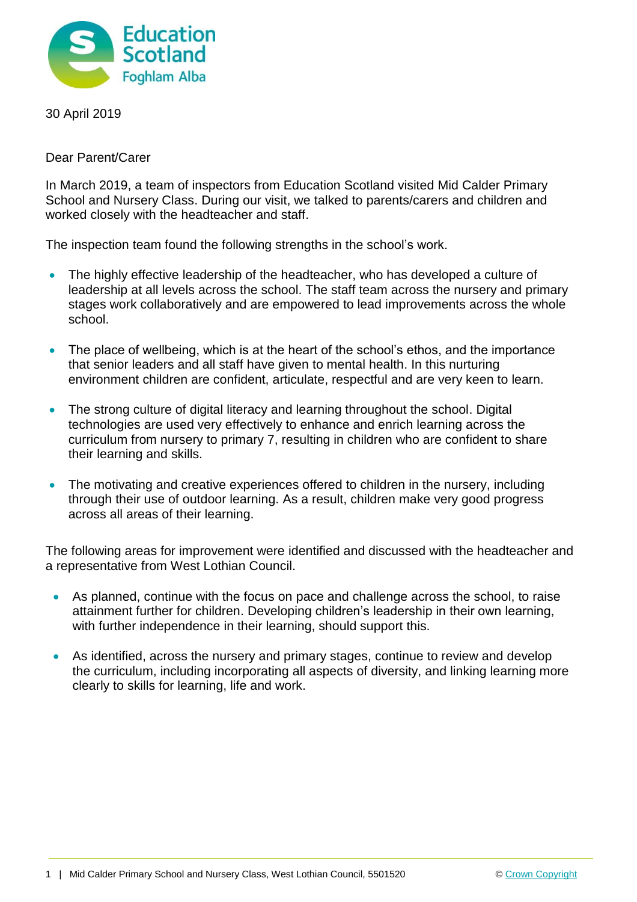30 April 2019

Dear Parent/Carer

In March 2019, a team of inspectors from Education Scotland visited Mid Calder Primary School and Nursery Class. During our visit, we talked to parents/carers and children and worked closely with the headteacher and staff.

The inspection team found the following strengths in the school's work.

- The highly effective leadership of the headteacher, who has developed a culture of leadership at all levels across the school. The staff team across the nursery and primary stages work collaboratively and are empowered to lead improvements across the whole school.

- The place of wellbeing, which is at the heart of the school's ethos, and the importance that senior leaders and all staff have given to mental health. In this nurturing environment children are confident, articulate, respectful and are very keen to learn.

- The strong culture of digital literacy and learning throughout the school. Digital technologies are used very effectively to enhance and enrich learning across the curriculum from nursery to primary 7, resulting in children who are confident to share their learning and skills.

- The motivating and creative experiences offered to children in the nursery, including through their use of outdoor learning. As a result, children make very good progress across all areas of their learning.

The following areas for improvement were identified and discussed with the headteacher and a representative from West Lothian Council.

- As planned, continue with the focus on pace and challenge across the school, to raise attainment further for children. Developing children's leadership in their own learning, with further independence in their learning, should support this.

- As identified, across the nursery and primary stages, continue to review and develop the curriculum, including incorporating all aspects of diversity, and linking learning more clearly to skills for learning, life and work.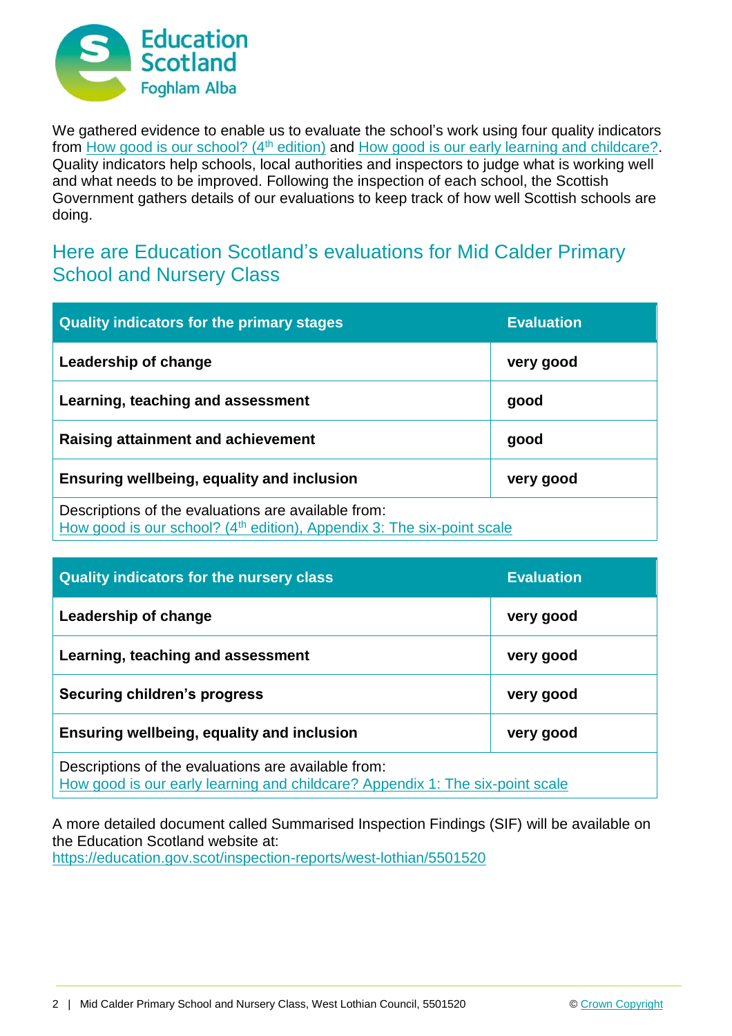We gathered evidence to enable us to evaluate the school's work using four quality indicators from How good is our school? (4th edition) and How good is our early learning and childcare?. Quality indicators help schools, local authorities and inspectors to judge what is working well and what needs to be improved. Following the inspection of each school, the Scottish Government gathers details of our evaluations to keep track of how well Scottish schools are doing.

## Here are Education Scotland's evaluations for Mid Calder Primary School and Nursery Class

| Quality indicators for the primary stages | Evaluation |
| --- | --- |
| **Leadership of change** | **very good** |
| **Learning, teaching and assessment** | **good** |
| **Raising attainment and achievement** | **good** |
| **Ensuring wellbeing, equality and inclusion** | **very good** |
| Descriptions of the evaluations are available from: How good is our school? (4th edition), Appendix 3: The six-point scale | |

| Quality indicators for the nursery class | Evaluation |
| --- | --- |
| **Leadership of change** | **very good** |
| **Learning, teaching and assessment** | **very good** |
| **Securing children's progress** | **very good** |
| **Ensuring wellbeing, equality and inclusion** | **very good** |
| Descriptions of the evaluations are available from: How good is our early learning and childcare? Appendix 1: The six-point scale | |

A more detailed document called Summarised Inspection Findings (SIF) will be available on the Education Scotland website at: https://education.gov.scot/inspection-reports/west-lothian/5501520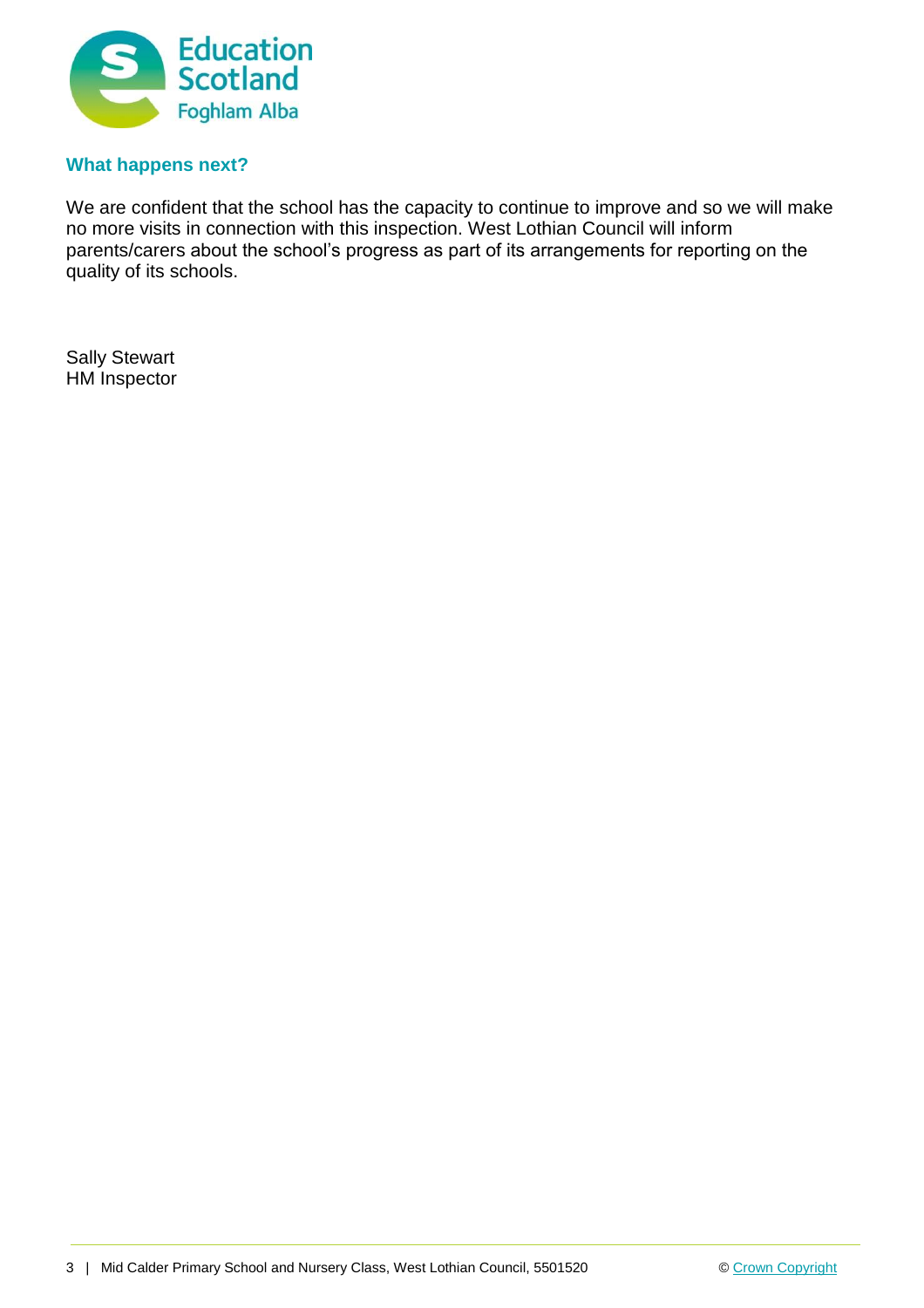## What happens next?

We are confident that the school has the capacity to continue to improve and so we will make no more visits in connection with this inspection. West Lothian Council will inform parents/carers about the school's progress as part of its arrangements for reporting on the quality of its schools.

Sally Stewart
HM Inspector